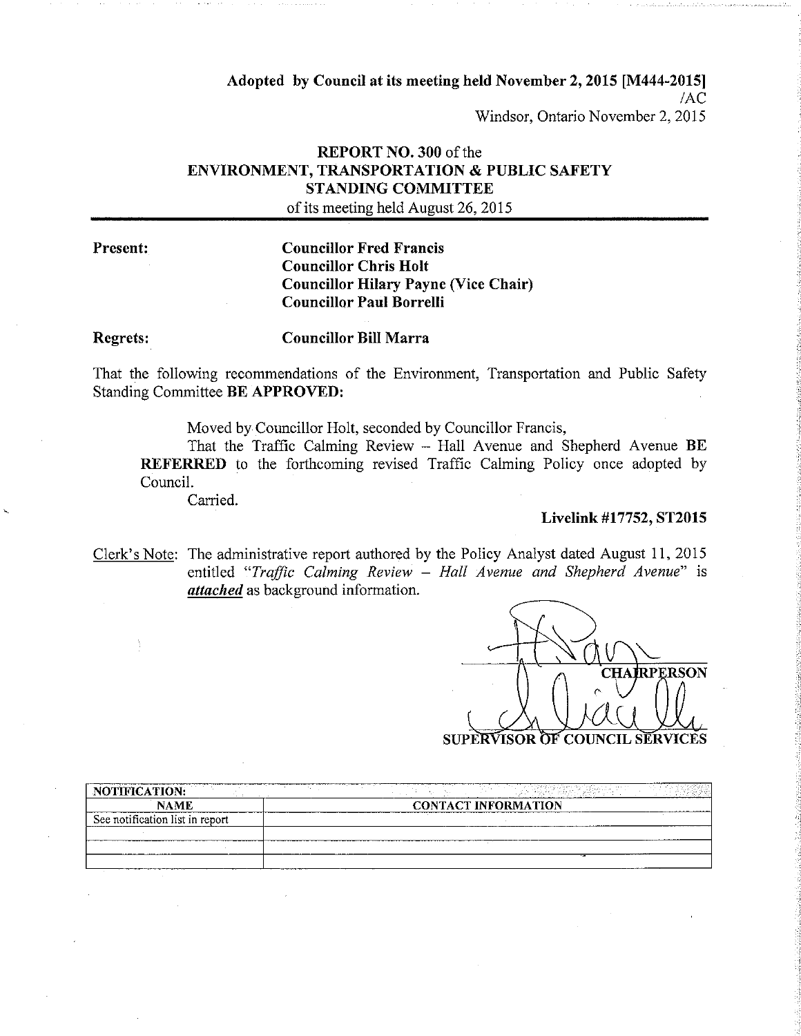**Adopted by Council at its meeting held November 2, 2015 [M444-2015]**
/AC
Windsor, Ontario November 2, 2015

## REPORT NO. 300 of the ENVIRONMENT, TRANSPORTATION & PUBLIC SAFETY STANDING COMMITTEE

of its meeting held August 26, 2015

---

**Present:**

**Councillor Fred Francis**
**Councillor Chris Holt**
**Councillor Hilary Payne (Vice Chair)**
**Councillor Paul Borrelli**

**Regrets:**

**Councillor Bill Marra**

That the following recommendations of the Environment, Transportation and Public Safety Standing Committee **BE APPROVED:**

Moved by Councillor Holt, seconded by Councillor Francis,

That the Traffic Calming Review – Hall Avenue and Shepherd Avenue **BE REFERRED** to the forthcoming revised Traffic Calming Policy once adopted by Council.

Carried.

**Livelink #17752, ST2015**

Clerk's Note: The administrative report authored by the Policy Analyst dated August 11, 2015 entitled *"Traffic Calming Review – Hall Avenue and Shepherd Avenue"* is ***attached*** as background information.

CHAIRPERSON

SUPERVISOR OF COUNCIL SERVICES

| NOTIFICATION: | |
|---|---|
| NAME | CONTACT INFORMATION |
| See notification list in report | |
| | |
| | |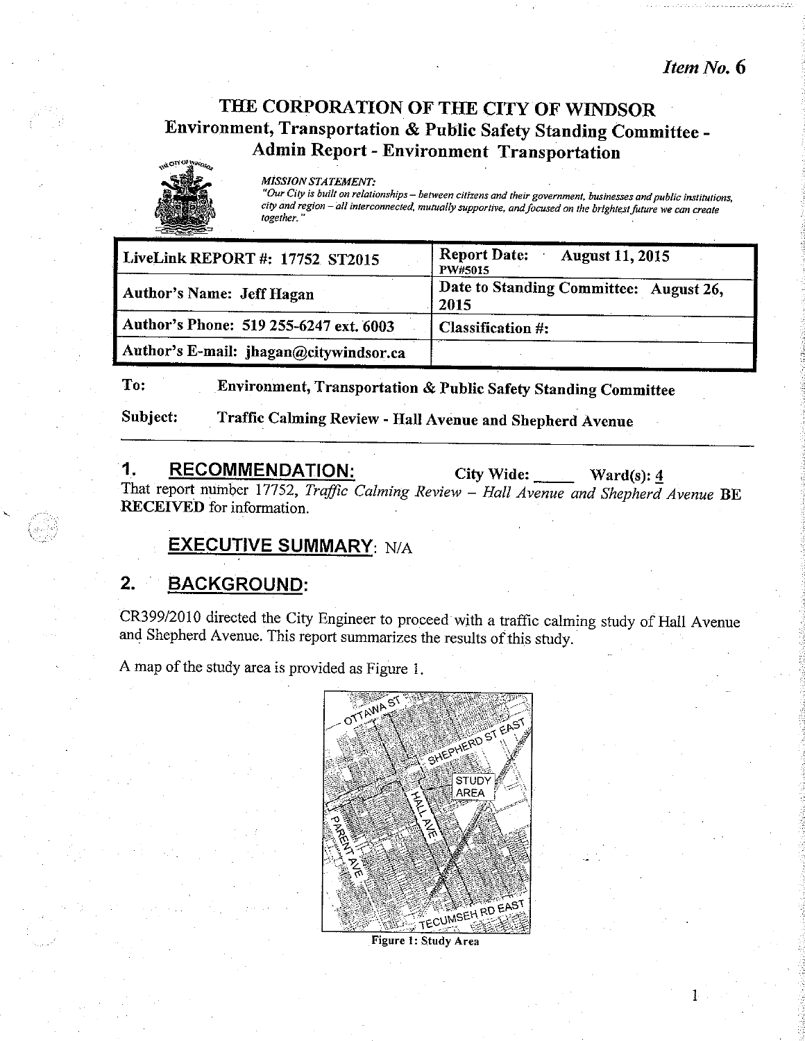*Item No. 6*

# THE CORPORATION OF THE CITY OF WINDSOR

## Environment, Transportation & Public Safety Standing Committee - Admin Report - Environment Transportation

*MISSION STATEMENT:*
*"Our City is built on relationships – between citizens and their government, businesses and public institutions, city and region – all interconnected, mutually supportive, and focused on the brightest future we can create together."*

| | |
|---|---|
| **LiveLink REPORT #: 17752 ST2015** | **Report Date: August 11, 2015** PW#5015 |
| **Author's Name: Jeff Hagan** | **Date to Standing Committee: August 26, 2015** |
| **Author's Phone: 519 255-6247 ext. 6003** | **Classification #:** |
| **Author's E-mail: jhagan@citywindsor.ca** | |

**To:** Environment, Transportation & Public Safety Standing Committee

**Subject:** Traffic Calming Review - Hall Avenue and Shepherd Avenue

## 1. RECOMMENDATION:

City Wide: _____ Ward(s): 4

That report number 17752, *Traffic Calming Review – Hall Avenue and Shepherd Avenue* **BE RECEIVED** for information.

## EXECUTIVE SUMMARY: N/A

## 2. BACKGROUND:

CR399/2010 directed the City Engineer to proceed with a traffic calming study of Hall Avenue and Shepherd Avenue. This report summarizes the results of this study.

A map of the study area is provided as Figure 1.

Figure 1: Study Area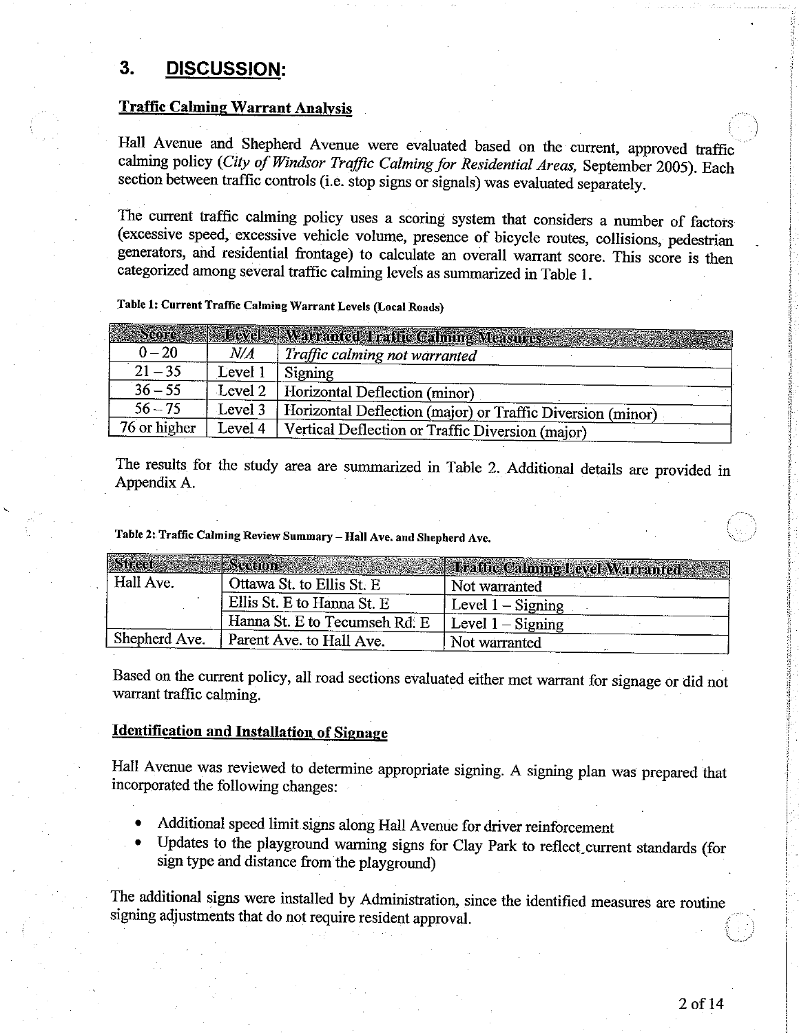## 3. DISCUSSION:

### Traffic Calming Warrant Analysis

Hall Avenue and Shepherd Avenue were evaluated based on the current, approved traffic calming policy (*City of Windsor Traffic Calming for Residential Areas*, September 2005). Each section between traffic controls (i.e. stop signs or signals) was evaluated separately.

The current traffic calming policy uses a scoring system that considers a number of factors (excessive speed, excessive vehicle volume, presence of bicycle routes, collisions, pedestrian generators, and residential frontage) to calculate an overall warrant score. This score is then categorized among several traffic calming levels as summarized in Table 1.

**Table 1: Current Traffic Calming Warrant Levels (Local Roads)**

| Score | Level | Warranted Traffic Calming Measures |
|---|---|---|
| 0 – 20 | *N/A* | *Traffic calming not warranted* |
| 21 – 35 | Level 1 | Signing |
| 36 – 55 | Level 2 | Horizontal Deflection (minor) |
| 56 – 75 | Level 3 | Horizontal Deflection (major) or Traffic Diversion (minor) |
| 76 or higher | Level 4 | Vertical Deflection or Traffic Diversion (major) |

The results for the study area are summarized in Table 2. Additional details are provided in Appendix A.

**Table 2: Traffic Calming Review Summary – Hall Ave. and Shepherd Ave.**

| Street | Section | Traffic Calming Level Warranted |
|---|---|---|
| Hall Ave. | Ottawa St. to Ellis St. E | Not warranted |
| | Ellis St. E to Hanna St. E | Level 1 – Signing |
| | Hanna St. E to Tecumseh Rd. E | Level 1 – Signing |
| Shepherd Ave. | Parent Ave. to Hall Ave. | Not warranted |

Based on the current policy, all road sections evaluated either met warrant for signage or did not warrant traffic calming.

### Identification and Installation of Signage

Hall Avenue was reviewed to determine appropriate signing. A signing plan was prepared that incorporated the following changes:

- Additional speed limit signs along Hall Avenue for driver reinforcement
- Updates to the playground warning signs for Clay Park to reflect current standards (for sign type and distance from the playground)

The additional signs were installed by Administration, since the identified measures are routine signing adjustments that do not require resident approval.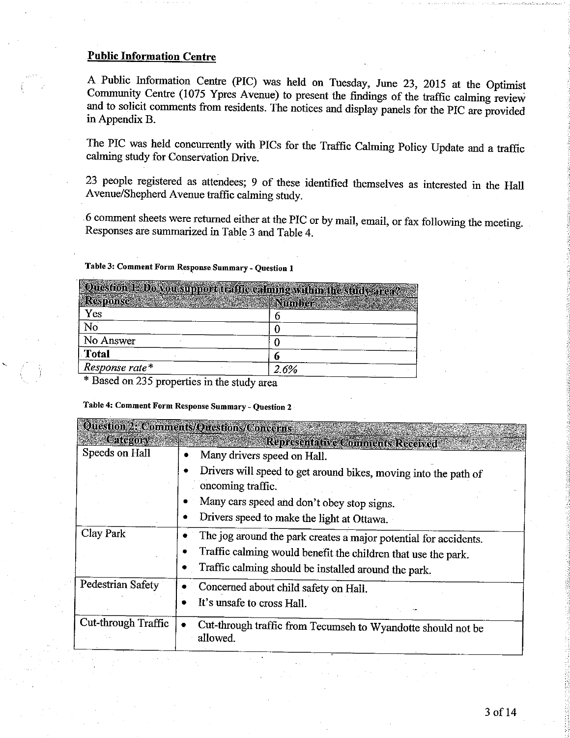## Public Information Centre

A Public Information Centre (PIC) was held on Tuesday, June 23, 2015 at the Optimist Community Centre (1075 Ypres Avenue) to present the findings of the traffic calming review and to solicit comments from residents. The notices and display panels for the PIC are provided in Appendix B.

The PIC was held concurrently with PICs for the Traffic Calming Policy Update and a traffic calming study for Conservation Drive.

23 people registered as attendees; 9 of these identified themselves as interested in the Hall Avenue/Shepherd Avenue traffic calming study.

6 comment sheets were returned either at the PIC or by mail, email, or fax following the meeting. Responses are summarized in Table 3 and Table 4.

**Table 3: Comment Form Response Summary - Question 1**

| Question 1: Do you support traffic calming within the study area? | |
|---|---|
| **Response** | **Number** |
| Yes | 6 |
| No | 0 |
| No Answer | 0 |
| **Total** | **6** |
| *Response rate** | *2.6%* |

* Based on 235 properties in the study area

**Table 4: Comment Form Response Summary - Question 2**

| Question 2: Comments/Questions/Concerns | |
|---|---|
| **Category** | **Representative Comments Received** |
| Speeds on Hall | • Many drivers speed on Hall.<br>• Drivers will speed to get around bikes, moving into the path of oncoming traffic.<br>• Many cars speed and don't obey stop signs.<br>• Drivers speed to make the light at Ottawa. |
| Clay Park | • The jog around the park creates a major potential for accidents.<br>• Traffic calming would benefit the children that use the park.<br>• Traffic calming should be installed around the park. |
| Pedestrian Safety | • Concerned about child safety on Hall.<br>• It's unsafe to cross Hall. |
| Cut-through Traffic | • Cut-through traffic from Tecumseh to Wyandotte should not be allowed. |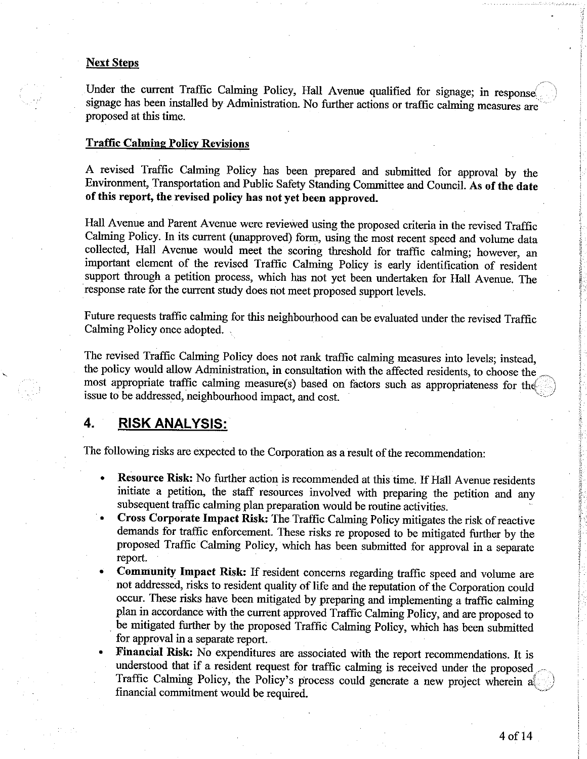**Next Steps**

Under the current Traffic Calming Policy, Hall Avenue qualified for signage; in response signage has been installed by Administration. No further actions or traffic calming measures are proposed at this time.

**Traffic Calming Policy Revisions**

A revised Traffic Calming Policy has been prepared and submitted for approval by the Environment, Transportation and Public Safety Standing Committee and Council. **As of the date of this report, the revised policy has not yet been approved.**

Hall Avenue and Parent Avenue were reviewed using the proposed criteria in the revised Traffic Calming Policy. In its current (unapproved) form, using the most recent speed and volume data collected, Hall Avenue would meet the scoring threshold for traffic calming; however, an important element of the revised Traffic Calming Policy is early identification of resident support through a petition process, which has not yet been undertaken for Hall Avenue. The response rate for the current study does not meet proposed support levels.

Future requests traffic calming for this neighbourhood can be evaluated under the revised Traffic Calming Policy once adopted.

The revised Traffic Calming Policy does not rank traffic calming measures into levels; instead, the policy would allow Administration, in consultation with the affected residents, to choose the most appropriate traffic calming measure(s) based on factors such as appropriateness for the issue to be addressed, neighbourhood impact, and cost.

## 4. RISK ANALYSIS:

The following risks are expected to the Corporation as a result of the recommendation:

- **Resource Risk:** No further action is recommended at this time. If Hall Avenue residents initiate a petition, the staff resources involved with preparing the petition and any subsequent traffic calming plan preparation would be routine activities.
- **Cross Corporate Impact Risk:** The Traffic Calming Policy mitigates the risk of reactive demands for traffic enforcement. These risks re proposed to be mitigated further by the proposed Traffic Calming Policy, which has been submitted for approval in a separate report.
- **Community Impact Risk:** If resident concerns regarding traffic speed and volume are not addressed, risks to resident quality of life and the reputation of the Corporation could occur. These risks have been mitigated by preparing and implementing a traffic calming plan in accordance with the current approved Traffic Calming Policy, and are proposed to be mitigated further by the proposed Traffic Calming Policy, which has been submitted for approval in a separate report.
- **Financial Risk:** No expenditures are associated with the report recommendations. It is understood that if a resident request for traffic calming is received under the proposed Traffic Calming Policy, the Policy's process could generate a new project wherein a financial commitment would be required.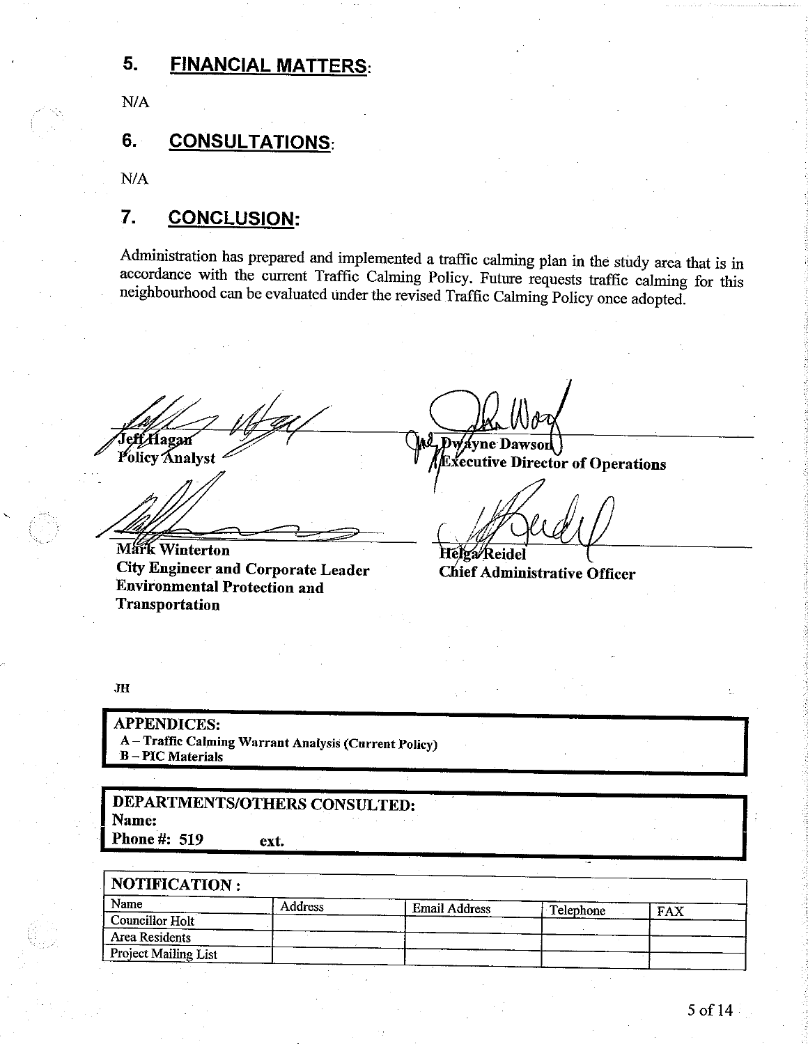## 5. FINANCIAL MATTERS:

N/A

## 6. CONSULTATIONS:

N/A

## 7. CONCLUSION:

Administration has prepared and implemented a traffic calming plan in the study area that is in accordance with the current Traffic Calming Policy. Future requests traffic calming for this neighbourhood can be evaluated under the revised Traffic Calming Policy once adopted.

**Jeff Hagan**
**Policy Analyst**

**Dwayne Dawson**
**Executive Director of Operations**

**Mark Winterton**
**City Engineer and Corporate Leader**
**Environmental Protection and Transportation**

**Helga Reidel**
**Chief Administrative Officer**

JH

**APPENDICES:**
- A – Traffic Calming Warrant Analysis (Current Policy)
- B – PIC Materials

**DEPARTMENTS/OTHERS CONSULTED:**
**Name:**
**Phone #: 519 ext.**

| NOTIFICATION : | | | | |
|---|---|---|---|---|
| Name | Address | Email Address | Telephone | FAX |
| Councillor Holt | | | | |
| Area Residents | | | | |
| Project Mailing List | | | | |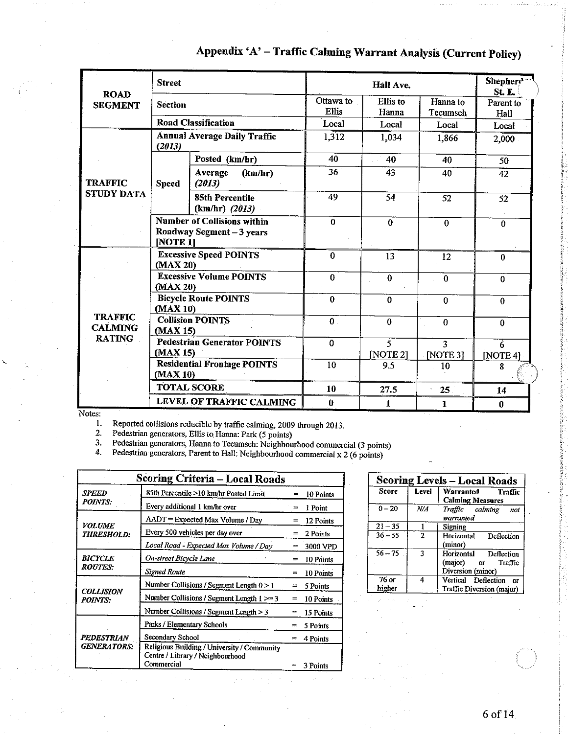# Appendix 'A' – Traffic Calming Warrant Analysis (Current Policy)

| | | | Hall Ave. | | | Shepherd St. E. |
|---|---|---|---|---|---|---|
| **ROAD SEGMENT** | **Street** | | Hall Ave. | | | Shepherd St. E. |
| | **Section** | | Ottawa to Ellis | Ellis to Hanna | Hanna to Tecumseh | Parent to Hall |
| | **Road Classification** | | Local | Local | Local | Local |
| **TRAFFIC STUDY DATA** | **Annual Average Daily Traffic *(2013)*** | | 1,312 | 1,034 | 1,866 | 2,000 |
| | **Speed** | **Posted (km/hr)** | 40 | 40 | 40 | 50 |
| | | **Average (km/hr) *(2013)*** | 36 | 43 | 40 | 42 |
| | | **85th Percentile (km/hr) *(2013)*** | 49 | 54 | 52 | 52 |
| | **Number of Collisions within Roadway Segment – 3 years [NOTE 1]** | | 0 | 0 | 0 | 0 |
| **TRAFFIC CALMING RATING** | **Excessive Speed POINTS (MAX 20)** | | 0 | 13 | 12 | 0 |
| | **Excessive Volume POINTS (MAX 20)** | | 0 | 0 | 0 | 0 |
| | **Bicycle Route POINTS (MAX 10)** | | 0 | 0 | 0 | 0 |
| | **Collision POINTS (MAX 15)** | | 0 | 0 | 0 | 0 |
| | **Pedestrian Generator POINTS (MAX 15)** | | 0 | 5 [NOTE 2] | 3 [NOTE 3] | 6 [NOTE 4] |
| | **Residential Frontage POINTS (MAX 10)** | | 10 | 9.5 | 10 | 8 |
| | **TOTAL SCORE** | | 10 | 27.5 | 25 | 14 |
| | **LEVEL OF TRAFFIC CALMING** | | 0 | 1 | 1 | 0 |

Notes:

1. Reported collisions reducible by traffic calming, 2009 through 2013.
2. Pedestrian generators, Ellis to Hanna: Park (5 points)
3. Pedestrian generators, Hanna to Tecumseh: Neighbourhood commercial (3 points)
4. Pedestrian generators, Parent to Hall: Neighbourhood commercial x 2 (6 points)

| Scoring Criteria – Local Roads | | | |
|---|---|---|---|
| ***SPEED POINTS:*** | 85th Percentile >10 km/hr Posted Limit | = | 10 Points |
| | Every additional 1 km/hr over | = | 1 Point |
| ***VOLUME THRESHOLD:*** | AADT = Expected Max Volume / Day | = | 12 Points |
| | Every 500 vehicles per day over | = | 2 Points |
| | *Local Road - Expected Max Volume / Day* | = | 3000 VPD |
| ***BICYCLE ROUTES:*** | *On-street Bicycle Lane* | = | 10 Points |
| | *Signed Route* | = | 10 Points |
| ***COLLISION POINTS:*** | Number Collisions / Segment Length 0 > 1 | = | 5 Points |
| | Number Collisions / Segment Length 1 >= 3 | = | 10 Points |
| | Number Collisions / Segment Length > 3 | = | 15 Points |
| ***PEDESTRIAN GENERATORS:*** | Parks / Elementary Schools | = | 5 Points |
| | Secondary School | = | 4 Points |
| | Religious Building / University / Community Centre / Library / Neighbourhood Commercial | = | 3 Points |

| Scoring Levels – Local Roads | | |
|---|---|---|
| **Score** | **Level** | **Warranted Traffic Calming Measures** |
| 0 – 20 | *N/A* | *Traffic calming not warranted* |
| 21 – 35 | 1 | Signing |
| 36 – 55 | 2 | Horizontal Deflection (minor) |
| 56 – 75 | 3 | Horizontal Deflection (major) or Traffic Diversion (minor) |
| 76 or higher | 4 | Vertical Deflection or Traffic Diversion (major) |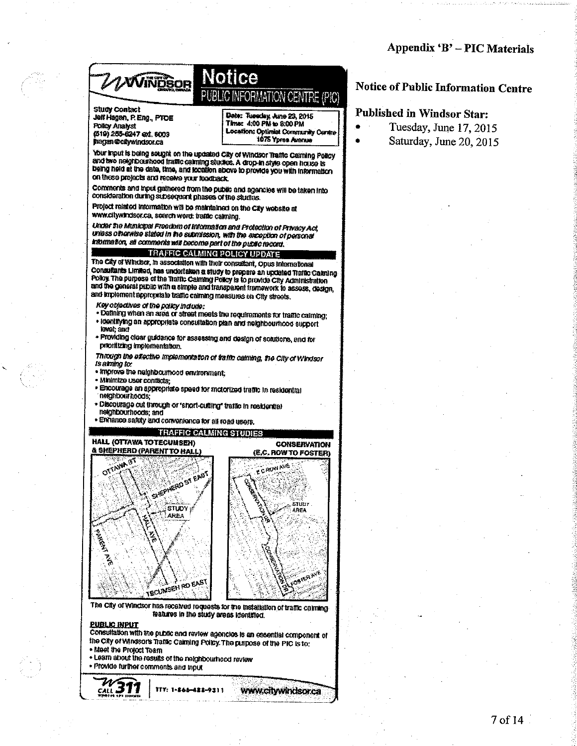# Appendix 'B' – PIC Materials

## Notice of Public Information Centre

**Published in Windsor Star:**

- Tuesday, June 17, 2015
- Saturday, June 20, 2015

---

THE CITY OF WINDSOR ONTARIO, CANADA

# Notice

## PUBLIC INFORMATION CENTRE (PIC)

**Study Contact**
Jeff Hagan, P. Eng., PTOE
Policy Analyst
(519) 255-6247 ext. 6003
jhagan@citywindsor.ca

**Date:** Tuesday, June 23, 2015
**Time:** 4:00 PM to 8:00 PM
**Location:** Optimist Community Centre
1075 Ypres Avenue

Your input is being sought on the updated City of Windsor Traffic Calming Policy and two neighbourhood traffic calming studies. A drop-in style open house is being held at the date, time, and location above to provide you with information on these projects and receive your feedback.

Comments and input gathered from the public and agencies will be taken into consideration during subsequent phases of the studies.

Project related information will be maintained on the City website at www.citywindsor.ca, search word: traffic calming.

*Under the Municipal Freedom of Information and Protection of Privacy Act, unless otherwise stated in the submission, with the exception of personal information, all comments will become part of the public record.*

### TRAFFIC CALMING POLICY UPDATE

The City of Windsor, in association with their consultant, Opus International Consultants Limited, has undertaken a study to prepare an updated Traffic Calming Policy. The purpose of the Traffic Calming Policy is to provide City Administration and the general public with a simple and transparent framework to assess, design, and implement appropriate traffic calming measures on City streets.

*Key objectives of the policy include:*

- Defining when an area or street meets the requirements for traffic calming;
- Identifying an appropriate consultation plan and neighbourhood support level; and
- Providing clear guidance for assessing and design of solutions, and for prioritizing implementation.

*Through the effective implementation of traffic calming, the City of Windsor is aiming to:*

- Improve the neighbourhood environment;
- Minimize user conflicts;
- Encourage an appropriate speed for motorized traffic in residential neighbourhoods;
- Discourage cut through or "short-cutting" traffic in residential neighbourhoods; and
- Enhance safety and convenience for all road users.

### TRAFFIC CALMING STUDIES

**HALL (OTTAWA TO TECUMSEH) & SHEPHERD (PARENT TO HALL)**

**CONSERVATION (E.C. ROW TO FOSTER)**

The City of Windsor has received requests for the installation of traffic calming features in the study areas identified.

**PUBLIC INPUT**

Consultation with the public and review agencies is an essential component of the City of Windsor's Traffic Calming Policy. The purpose of the PIC is to:

- Meet the Project Team
- Learn about the results of the neighbourhood review
- Provide further comments and input

CALL 311 | TTY: 1-866-422-9311 | www.citywindsor.ca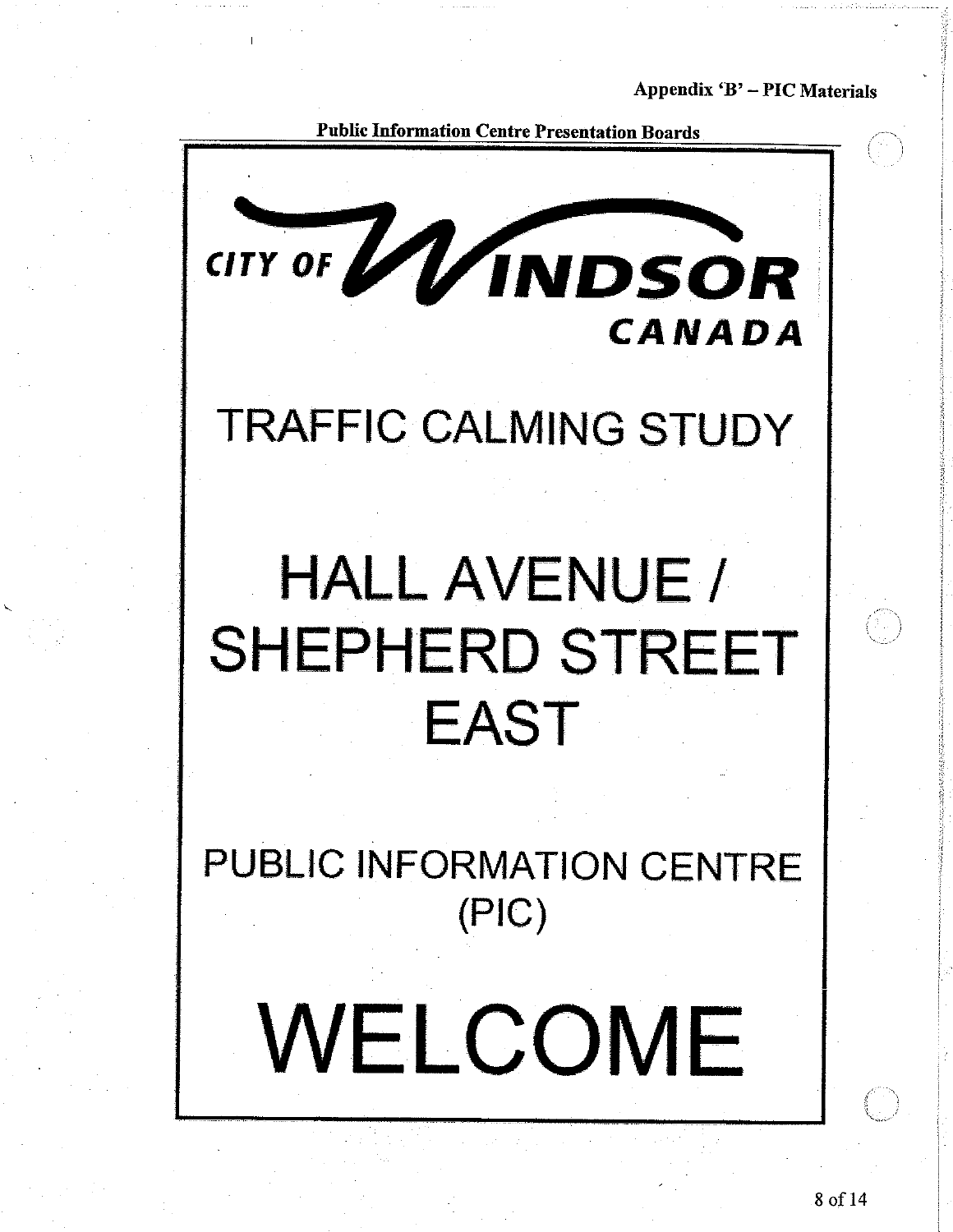Appendix 'B' – PIC Materials

**Public Information Centre Presentation Boards**

CITY OF WINDSOR CANADA

# TRAFFIC CALMING STUDY

# HALL AVENUE / SHEPHERD STREET EAST

## PUBLIC INFORMATION CENTRE (PIC)

# WELCOME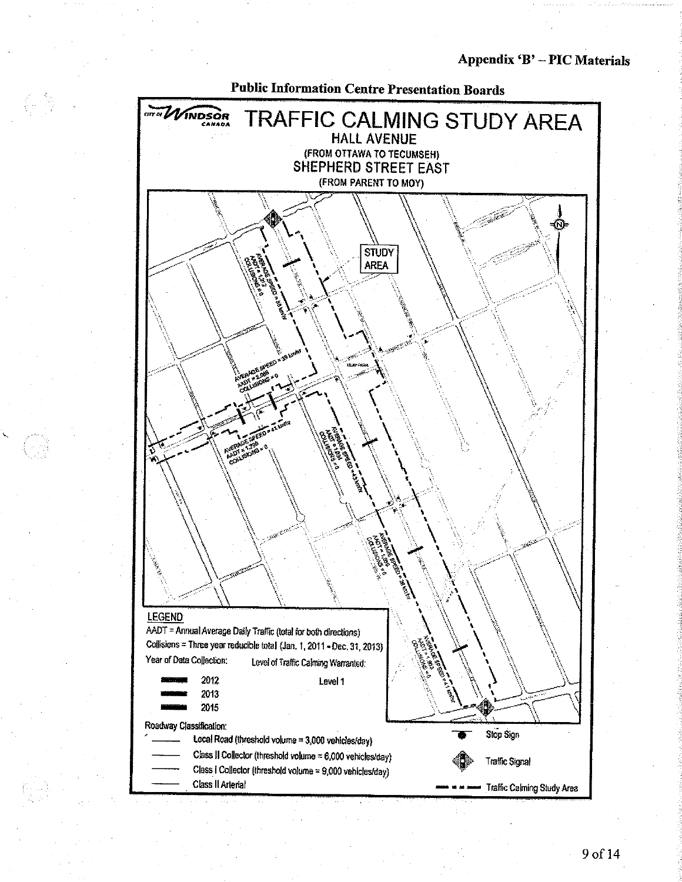# Appendix 'B' – PIC Materials

## Public Information Centre Presentation Boards

CITY OF WINDSOR CANADA

# TRAFFIC CALMING STUDY AREA

### HALL AVENUE

(FROM OTTAWA TO TECUMSEH)

### SHEPHERD STREET EAST

(FROM PARENT TO MOY)

STUDY AREA

AVERAGE SPEED = 39 km/hr
AADT = 2,068
COLLISIONS = 0

AVERAGE SPEED = 41 km/hr
AADT = 1,756
COLLISIONS = 0

AVERAGE SPEED = 43 km/hr
COLLISIONS = 0

AVERAGE SPEED = 38 km/hr
COLLISIONS = 0

AVERAGE SPEED = 41 km/hr
AADT = 993
COLLISIONS = 0

**LEGEND**

AADT = Annual Average Daily Traffic (total for both directions)

Collisions = Three year reducible total (Jan. 1, 2011 - Dec. 31, 2013)

Year of Data Collection:

- 2012
- 2013
- 2015

Level of Traffic Calming Warranted:

- Level 1

Roadway Classification:

- Local Road (threshold volume = 3,000 vehicles/day)
- Class II Collector (threshold volume = 6,000 vehicles/day)
- Class I Collector (threshold volume = 9,000 vehicles/day)
- Class II Arterial

- Stop Sign
- Traffic Signal
- Traffic Calming Study Area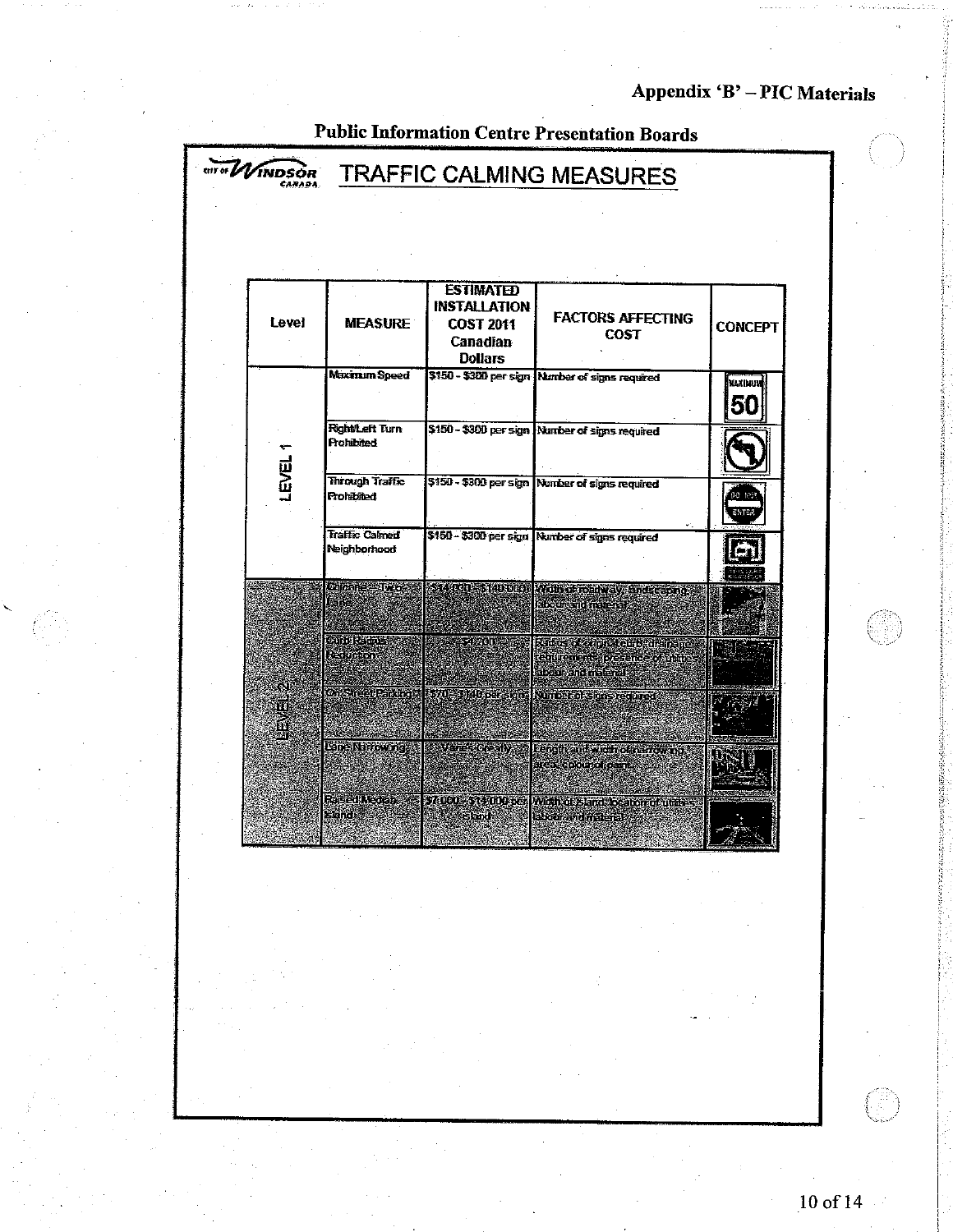**Appendix 'B' – PIC Materials**

**Public Information Centre Presentation Boards**

# TRAFFIC CALMING MEASURES

| Level | MEASURE | ESTIMATED INSTALLATION COST 2011 Canadian Dollars | FACTORS AFFECTING COST | CONCEPT |
|---|---|---|---|---|
| LEVEL 1 | Maximum Speed | $150 - $300 per sign | Number of signs required | |
| | Right/Left Turn Prohibited | $150 - $300 per sign | Number of signs required | |
| | Through Traffic Prohibited | $150 - $300 per sign | Number of signs required | |
| | Traffic Calmed Neighborhood | $150 - $300 per sign | Number of signs required | |
| LEVEL 2 | Chicane – Two-Lane | $14,000 - $40,000 | Width of roadway, landscaping, labour and material | |
| | Curb Radius Reduction | $4,200 | Radius of original curb, drainage requirements, presence of utilities, labour and material | |
| | On-Street Parking | $70 - $140 per sign | Number of signs required | |
| | Lane Narrowing | Varies greatly | Length and width of narrowing area, colour of paint | |
| | Raised Median Island | $7,000 - $14,000 per island | Width of island, location of utilities, labour and material | |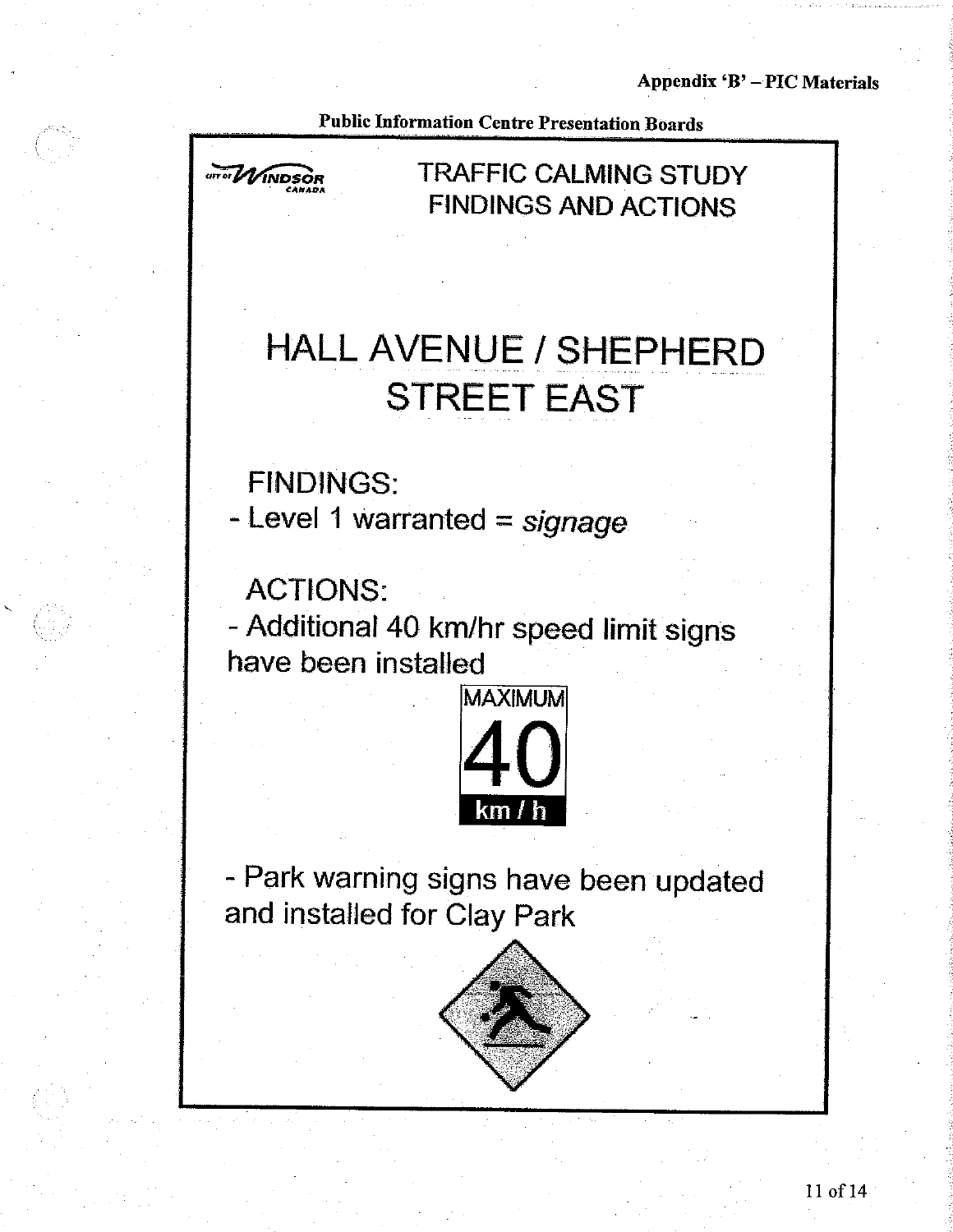Appendix 'B' – PIC Materials

Public Information Centre Presentation Boards

CITY OF WINDSOR CANADA

TRAFFIC CALMING STUDY
FINDINGS AND ACTIONS

# HALL AVENUE / SHEPHERD STREET EAST

FINDINGS:

- Level 1 warranted = *signage*

ACTIONS:

- Additional 40 km/hr speed limit signs have been installed

MAXIMUM
40
km / h

- Park warning signs have been updated and installed for Clay Park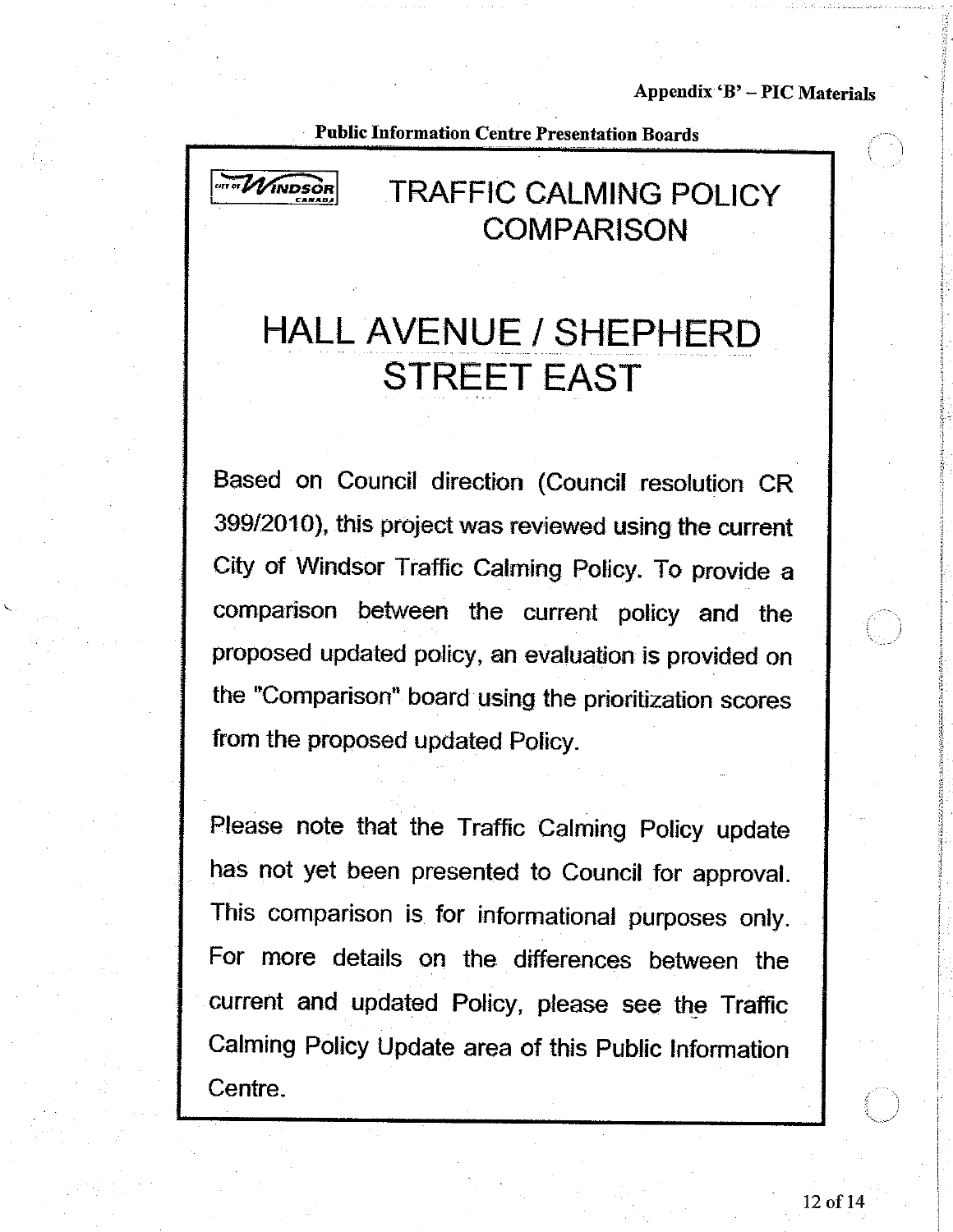Appendix 'B' – PIC Materials

Public Information Centre Presentation Boards

CITY OF WINDSOR CANADA

# TRAFFIC CALMING POLICY COMPARISON

# HALL AVENUE / SHEPHERD STREET EAST

Based on Council direction (Council resolution CR 399/2010), this project was reviewed using the current City of Windsor Traffic Calming Policy. To provide a comparison between the current policy and the proposed updated policy, an evaluation is provided on the "Comparison" board using the prioritization scores from the proposed updated Policy.

Please note that the Traffic Calming Policy update has not yet been presented to Council for approval. This comparison is for informational purposes only. For more details on the differences between the current and updated Policy, please see the Traffic Calming Policy Update area of this Public Information Centre.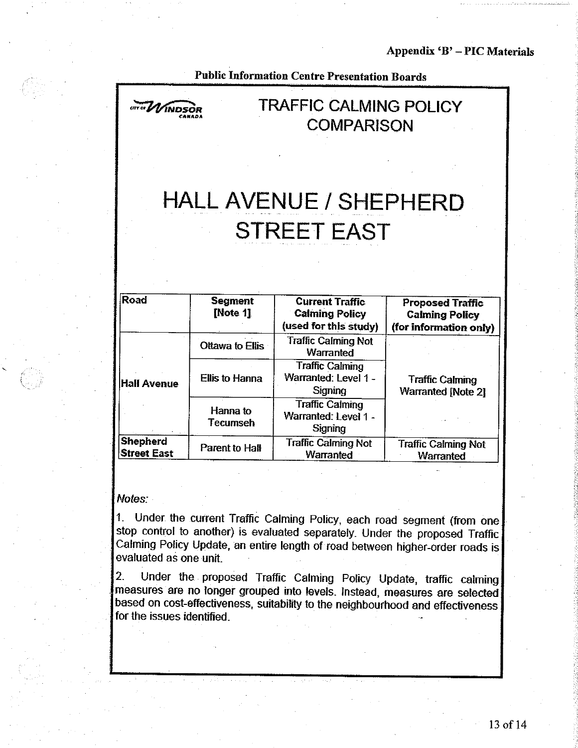Appendix 'B' – PIC Materials

Public Information Centre Presentation Boards

CITY OF WINDSOR CANADA

# TRAFFIC CALMING POLICY COMPARISON

# HALL AVENUE / SHEPHERD STREET EAST

| Road | Segment [Note 1] | Current Traffic Calming Policy (used for this study) | Proposed Traffic Calming Policy (for information only) |
|---|---|---|---|
| Hall Avenue | Ottawa to Ellis | Traffic Calming Not Warranted | Traffic Calming Warranted [Note 2] |
| | Ellis to Hanna | Traffic Calming Warranted: Level 1 - Signing | |
| | Hanna to Tecumseh | Traffic Calming Warranted: Level 1 - Signing | |
| Shepherd Street East | Parent to Hall | Traffic Calming Not Warranted | Traffic Calming Not Warranted |

*Notes:*

1. Under the current Traffic Calming Policy, each road segment (from one stop control to another) is evaluated separately. Under the proposed Traffic Calming Policy Update, an entire length of road between higher-order roads is evaluated as one unit.

2. Under the proposed Traffic Calming Policy Update, traffic calming measures are no longer grouped into levels. Instead, measures are selected based on cost-effectiveness, suitability to the neighbourhood and effectiveness for the issues identified.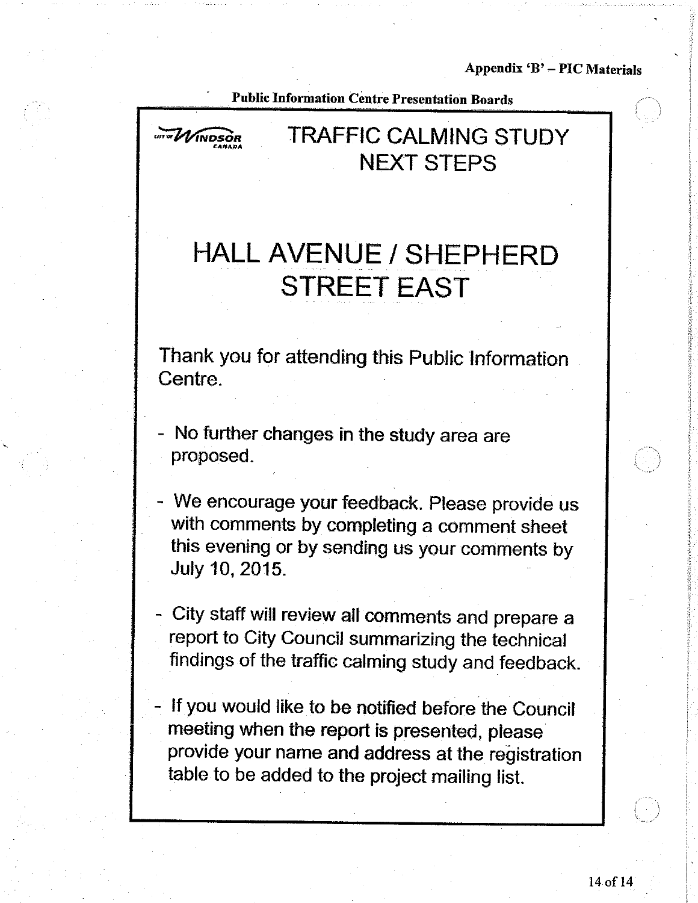Appendix 'B' – PIC Materials

Public Information Centre Presentation Boards

CITY OF WINDSOR CANADA

# TRAFFIC CALMING STUDY NEXT STEPS

# HALL AVENUE / SHEPHERD STREET EAST

Thank you for attending this Public Information Centre.

- No further changes in the study area are proposed.
- We encourage your feedback. Please provide us with comments by completing a comment sheet this evening or by sending us your comments by July 10, 2015.
- City staff will review all comments and prepare a report to City Council summarizing the technical findings of the traffic calming study and feedback.
- If you would like to be notified before the Council meeting when the report is presented, please provide your name and address at the registration table to be added to the project mailing list.